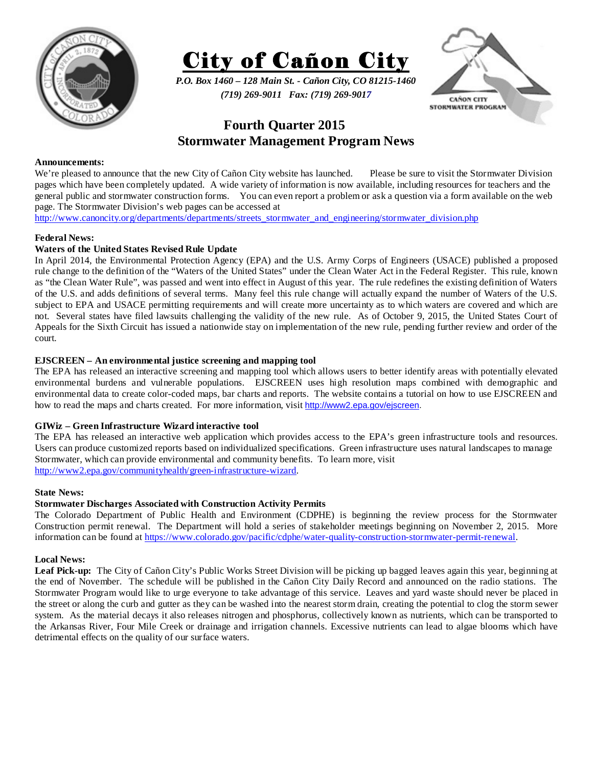# City of Cañon City

*P.O. Box 1460 – 128 Main St. - Cañon City, CO 81215-1460*
*(719) 269-9011 Fax: (719) 269-9017*

## Fourth Quarter 2015
## Stormwater Management Program News

**Announcements:**
We're pleased to announce that the new City of Cañon City website has launched. Please be sure to visit the Stormwater Division pages which have been completely updated. A wide variety of information is now available, including resources for teachers and the general public and stormwater construction forms. You can even report a problem or ask a question via a form available on the web page. The Stormwater Division's web pages can be accessed at http://www.canoncity.org/departments/departments/streets_stormwater_and_engineering/stormwater_division.php

**Federal News:**
**Waters of the United States Revised Rule Update**
In April 2014, the Environmental Protection Agency (EPA) and the U.S. Army Corps of Engineers (USACE) published a proposed rule change to the definition of the "Waters of the United States" under the Clean Water Act in the Federal Register. This rule, known as "the Clean Water Rule", was passed and went into effect in August of this year. The rule redefines the existing definition of Waters of the U.S. and adds definitions of several terms. Many feel this rule change will actually expand the number of Waters of the U.S. subject to EPA and USACE permitting requirements and will create more uncertainty as to which waters are covered and which are not. Several states have filed lawsuits challenging the validity of the new rule. As of October 9, 2015, the United States Court of Appeals for the Sixth Circuit has issued a nationwide stay on implementation of the new rule, pending further review and order of the court.

**EJSCREEN – An environmental justice screening and mapping tool**
The EPA has released an interactive screening and mapping tool which allows users to better identify areas with potentially elevated environmental burdens and vulnerable populations. EJSCREEN uses high resolution maps combined with demographic and environmental data to create color-coded maps, bar charts and reports. The website contains a tutorial on how to use EJSCREEN and how to read the maps and charts created. For more information, visit http://www2.epa.gov/ejscreen.

**GIWiz – Green Infrastructure Wizard interactive tool**
The EPA has released an interactive web application which provides access to the EPA's green infrastructure tools and resources. Users can produce customized reports based on individualized specifications. Green infrastructure uses natural landscapes to manage Stormwater, which can provide environmental and community benefits. To learn more, visit http://www2.epa.gov/communityhealth/green-infrastructure-wizard.

**State News:**
**Stormwater Discharges Associated with Construction Activity Permits**
The Colorado Department of Public Health and Environment (CDPHE) is beginning the review process for the Stormwater Construction permit renewal. The Department will hold a series of stakeholder meetings beginning on November 2, 2015. More information can be found at https://www.colorado.gov/pacific/cdphe/water-quality-construction-stormwater-permit-renewal.

**Local News:**
**Leaf Pick-up:** The City of Cañon City's Public Works Street Division will be picking up bagged leaves again this year, beginning at the end of November. The schedule will be published in the Cañon City Daily Record and announced on the radio stations. The Stormwater Program would like to urge everyone to take advantage of this service. Leaves and yard waste should never be placed in the street or along the curb and gutter as they can be washed into the nearest storm drain, creating the potential to clog the storm sewer system. As the material decays it also releases nitrogen and phosphorus, collectively known as nutrients, which can be transported to the Arkansas River, Four Mile Creek or drainage and irrigation channels. Excessive nutrients can lead to algae blooms which have detrimental effects on the quality of our surface waters.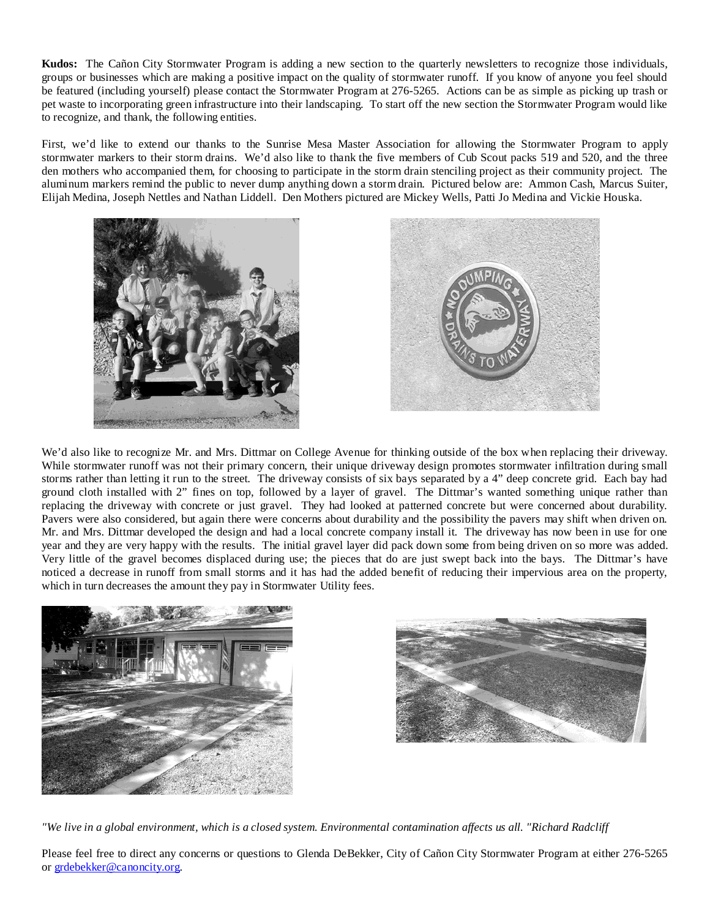**Kudos:** The Cañon City Stormwater Program is adding a new section to the quarterly newsletters to recognize those individuals, groups or businesses which are making a positive impact on the quality of stormwater runoff. If you know of anyone you feel should be featured (including yourself) please contact the Stormwater Program at 276-5265. Actions can be as simple as picking up trash or pet waste to incorporating green infrastructure into their landscaping. To start off the new section the Stormwater Program would like to recognize, and thank, the following entities.

First, we'd like to extend our thanks to the Sunrise Mesa Master Association for allowing the Stormwater Program to apply stormwater markers to their storm drains. We'd also like to thank the five members of Cub Scout packs 519 and 520, and the three den mothers who accompanied them, for choosing to participate in the storm drain stenciling project as their community project. The aluminum markers remind the public to never dump anything down a storm drain. Pictured below are: Ammon Cash, Marcus Suiter, Elijah Medina, Joseph Nettles and Nathan Liddell. Den Mothers pictured are Mickey Wells, Patti Jo Medina and Vickie Houska.

We'd also like to recognize Mr. and Mrs. Dittmar on College Avenue for thinking outside of the box when replacing their driveway. While stormwater runoff was not their primary concern, their unique driveway design promotes stormwater infiltration during small storms rather than letting it run to the street. The driveway consists of six bays separated by a 4" deep concrete grid. Each bay had ground cloth installed with 2" fines on top, followed by a layer of gravel. The Dittmar's wanted something unique rather than replacing the driveway with concrete or just gravel. They had looked at patterned concrete but were concerned about durability. Pavers were also considered, but again there were concerns about durability and the possibility the pavers may shift when driven on. Mr. and Mrs. Dittmar developed the design and had a local concrete company install it. The driveway has now been in use for one year and they are very happy with the results. The initial gravel layer did pack down some from being driven on so more was added. Very little of the gravel becomes displaced during use; the pieces that do are just swept back into the bays. The Dittmar's have noticed a decrease in runoff from small storms and it has had the added benefit of reducing their impervious area on the property, which in turn decreases the amount they pay in Stormwater Utility fees.

*"We live in a global environment, which is a closed system. Environmental contamination affects us all. "Richard Radcliff*

Please feel free to direct any concerns or questions to Glenda DeBekker, City of Cañon City Stormwater Program at either 276-5265 or grdebekker@canoncity.org.